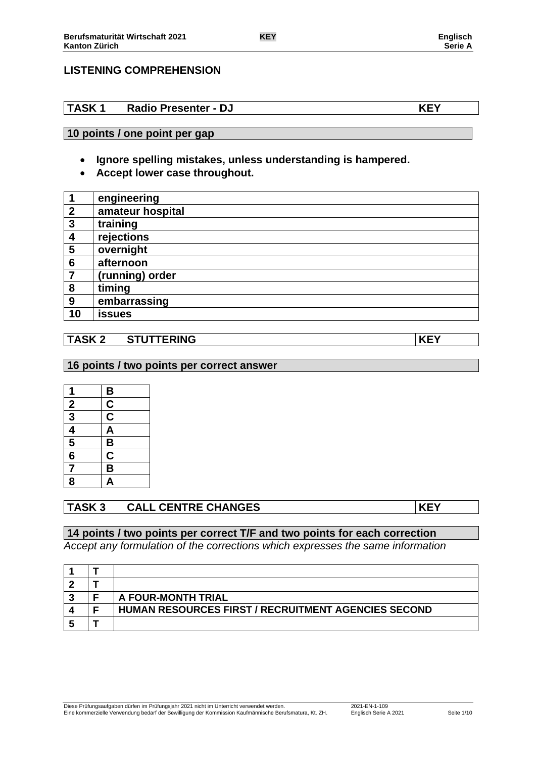## LISTENING COMPREHENSION

| TASK 1 | Radio Presenter - DJ | KEY |
|---|---|---|

**10 points / one point per gap**

- **Ignore spelling mistakes, unless understanding is hampered.**
- **Accept lower case throughout.**

| | |
|---|---|
| **1** | **engineering** |
| **2** | **amateur hospital** |
| **3** | **training** |
| **4** | **rejections** |
| **5** | **overnight** |
| **6** | **afternoon** |
| **7** | **(running) order** |
| **8** | **timing** |
| **9** | **embarrassing** |
| **10** | **issues** |

| TASK 2 | STUTTERING | KEY |
|---|---|---|

**16 points / two points per correct answer**

| | |
|---|---|
| **1** | **B** |
| **2** | **C** |
| **3** | **C** |
| **4** | **A** |
| **5** | **B** |
| **6** | **C** |
| **7** | **B** |
| **8** | **A** |

| TASK 3 | CALL CENTRE CHANGES | KEY |
|---|---|---|

**14 points / two points per correct T/F and two points for each correction**

*Accept any formulation of the corrections which expresses the same information*

| | | |
|---|---|---|
| **1** | **T** | |
| **2** | **T** | |
| **3** | **F** | **A FOUR-MONTH TRIAL** |
| **4** | **F** | **HUMAN RESOURCES FIRST / RECRUITMENT AGENCIES SECOND** |
| **5** | **T** | |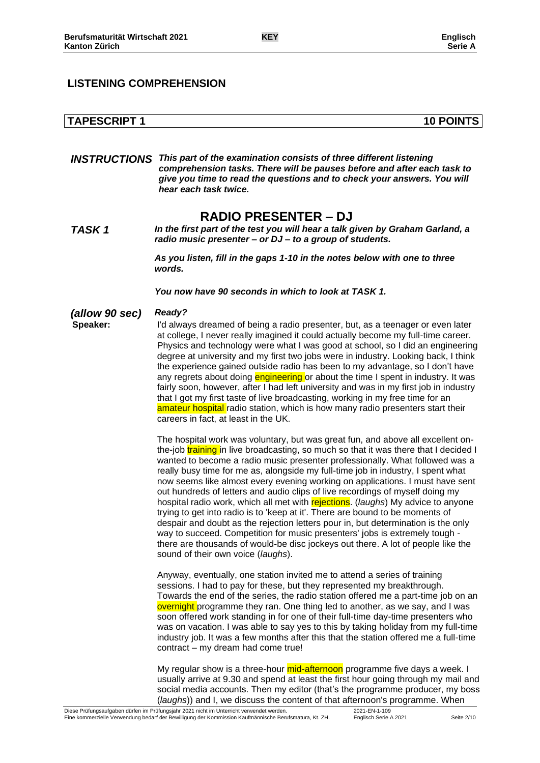## LISTENING COMPREHENSION

### TAPESCRIPT 1 — 10 POINTS

***INSTRUCTIONS*** ***This part of the examination consists of three different listening comprehension tasks. There will be pauses before and after each task to give you time to read the questions and to check your answers. You will hear each task twice.***

## RADIO PRESENTER – DJ

***TASK 1*** ***In the first part of the test you will hear a talk given by Graham Garland, a radio music presenter – or DJ – to a group of students.***

***As you listen, fill in the gaps 1-10 in the notes below with one to three words.***

***You now have 90 seconds in which to look at TASK 1.***

***(allow 90 sec)*** ***Ready?***

**Speaker:** I'd always dreamed of being a radio presenter, but, as a teenager or even later at college, I never really imagined it could actually become my full-time career. Physics and technology were what I was good at school, so I did an engineering degree at university and my first two jobs were in industry. Looking back, I think the experience gained outside radio has been to my advantage, so I don't have any regrets about doing engineering or about the time I spent in industry. It was fairly soon, however, after I had left university and was in my first job in industry that I got my first taste of live broadcasting, working in my free time for an amateur hospital radio station, which is how many radio presenters start their careers in fact, at least in the UK.

The hospital work was voluntary, but was great fun, and above all excellent on-the-job training in live broadcasting, so much so that it was there that I decided I wanted to become a radio music presenter professionally. What followed was a really busy time for me as, alongside my full-time job in industry, I spent what now seems like almost every evening working on applications. I must have sent out hundreds of letters and audio clips of live recordings of myself doing my hospital radio work, which all met with rejections. (*laughs*) My advice to anyone trying to get into radio is to 'keep at it'. There are bound to be moments of despair and doubt as the rejection letters pour in, but determination is the only way to succeed. Competition for music presenters' jobs is extremely tough - there are thousands of would-be disc jockeys out there. A lot of people like the sound of their own voice (*laughs*).

Anyway, eventually, one station invited me to attend a series of training sessions. I had to pay for these, but they represented my breakthrough. Towards the end of the series, the radio station offered me a part-time job on an overnight programme they ran. One thing led to another, as we say, and I was soon offered work standing in for one of their full-time day-time presenters who was on vacation. I was able to say yes to this by taking holiday from my full-time industry job. It was a few months after this that the station offered me a full-time contract – my dream had come true!

My regular show is a three-hour mid-afternoon programme five days a week. I usually arrive at 9.30 and spend at least the first hour going through my mail and social media accounts. Then my editor (that's the programme producer, my boss (*laughs*)) and I, we discuss the content of that afternoon's programme. When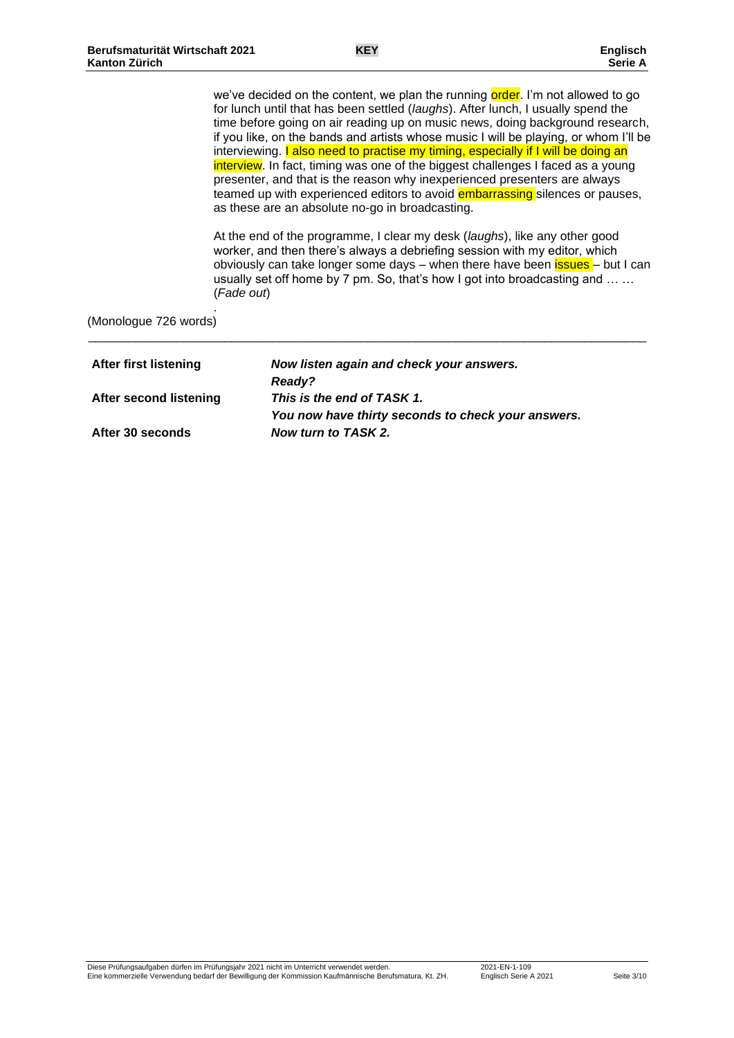we've decided on the content, we plan the running order. I'm not allowed to go for lunch until that has been settled (*laughs*). After lunch, I usually spend the time before going on air reading up on music news, doing background research, if you like, on the bands and artists whose music I will be playing, or whom I'll be interviewing. I also need to practise my timing, especially if I will be doing an interview. In fact, timing was one of the biggest challenges I faced as a young presenter, and that is the reason why inexperienced presenters are always teamed up with experienced editors to avoid embarrassing silences or pauses, as these are an absolute no-go in broadcasting.

At the end of the programme, I clear my desk (*laughs*), like any other good worker, and then there's always a debriefing session with my editor, which obviously can take longer some days – when there have been issues – but I can usually set off home by 7 pm. So, that's how I got into broadcasting and … … (*Fade out*)

(Monologue 726 words)

---

| | |
|---|---|
| **After first listening** | ***Now listen again and check your answers.*** ***Ready?*** |
| **After second listening** | ***This is the end of TASK 1.*** ***You now have thirty seconds to check your answers.*** |
| **After 30 seconds** | ***Now turn to TASK 2.*** |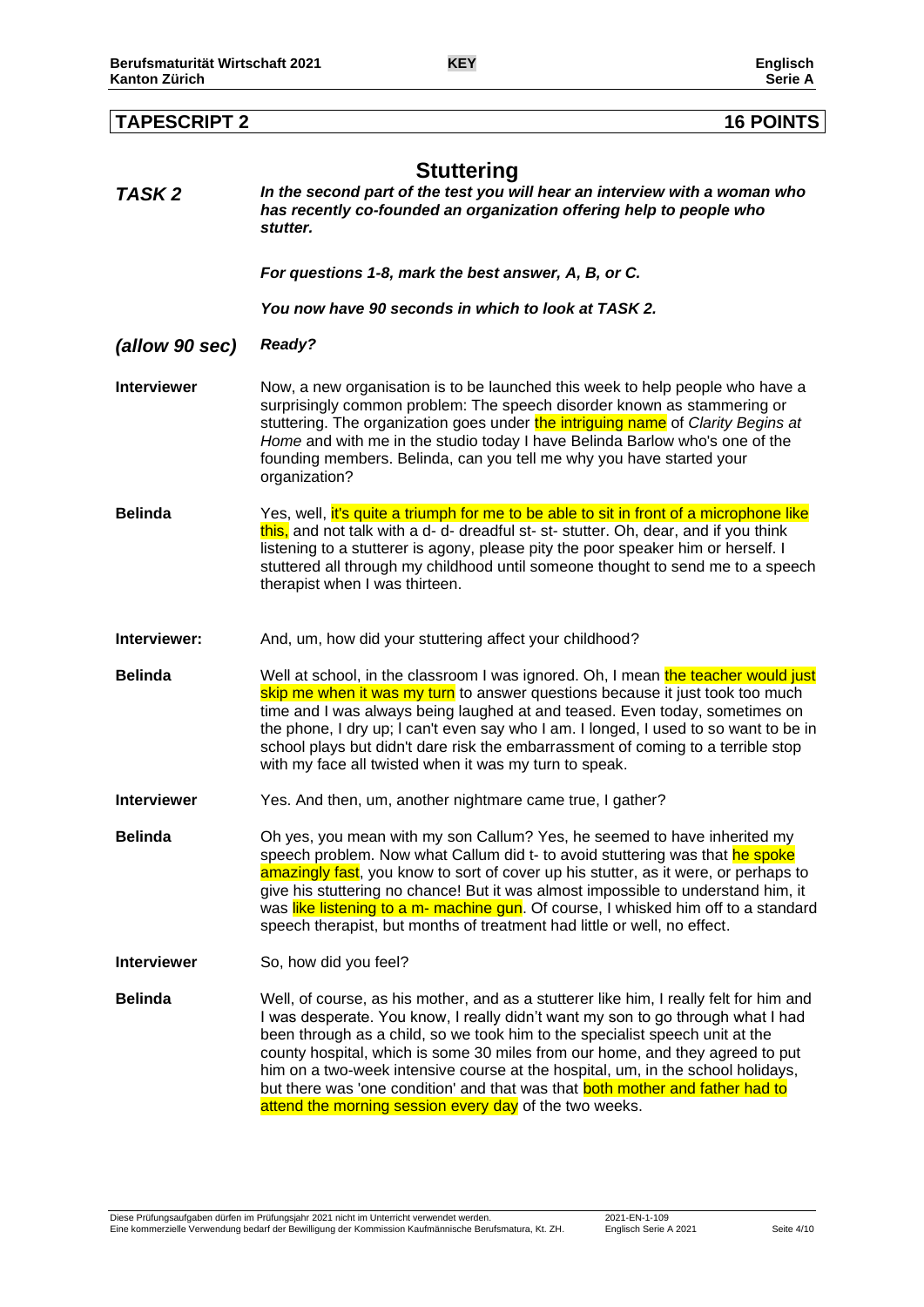## TAPESCRIPT 2 — 16 POINTS

# Stuttering

***TASK 2*** ***In the second part of the test you will hear an interview with a woman who has recently co-founded an organization offering help to people who stutter.***

***For questions 1-8, mark the best answer, A, B, or C.***

***You now have 90 seconds in which to look at TASK 2.***

***(allow 90 sec)*** ***Ready?***

**Interviewer** Now, a new organisation is to be launched this week to help people who have a surprisingly common problem: The speech disorder known as stammering or stuttering. The organization goes under the intriguing name of *Clarity Begins at Home* and with me in the studio today I have Belinda Barlow who's one of the founding members. Belinda, can you tell me why you have started your organization?

**Belinda** Yes, well, it's quite a triumph for me to be able to sit in front of a microphone like this, and not talk with a d- d- dreadful st- st- stutter. Oh, dear, and if you think listening to a stutterer is agony, please pity the poor speaker him or herself. I stuttered all through my childhood until someone thought to send me to a speech therapist when I was thirteen.

**Interviewer:** And, um, how did your stuttering affect your childhood?

**Belinda** Well at school, in the classroom I was ignored. Oh, I mean the teacher would just skip me when it was my turn to answer questions because it just took too much time and I was always being laughed at and teased. Even today, sometimes on the phone, I dry up; I can't even say who I am. I longed, I used to so want to be in school plays but didn't dare risk the embarrassment of coming to a terrible stop with my face all twisted when it was my turn to speak.

**Interviewer** Yes. And then, um, another nightmare came true, I gather?

**Belinda** Oh yes, you mean with my son Callum? Yes, he seemed to have inherited my speech problem. Now what Callum did t- to avoid stuttering was that he spoke amazingly fast, you know to sort of cover up his stutter, as it were, or perhaps to give his stuttering no chance! But it was almost impossible to understand him, it was like listening to a m- machine gun. Of course, I whisked him off to a standard speech therapist, but months of treatment had little or well, no effect.

**Interviewer** So, how did you feel?

**Belinda** Well, of course, as his mother, and as a stutterer like him, I really felt for him and I was desperate. You know, I really didn't want my son to go through what I had been through as a child, so we took him to the specialist speech unit at the county hospital, which is some 30 miles from our home, and they agreed to put him on a two-week intensive course at the hospital, um, in the school holidays, but there was 'one condition' and that was that both mother and father had to attend the morning session every day of the two weeks.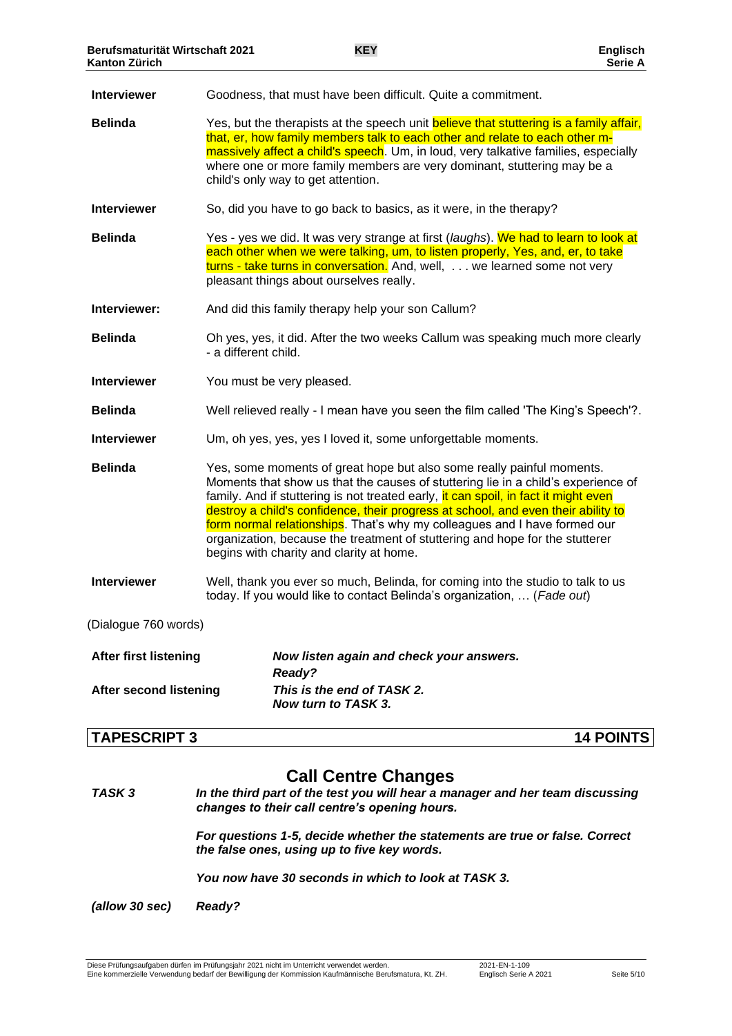| | |
|---|---|
| **Interviewer** | Goodness, that must have been difficult. Quite a commitment. |
| **Belinda** | Yes, but the therapists at the speech unit believe that stuttering is a family affair, that, er, how family members talk to each other and relate to each other m-massively affect a child's speech. Um, in loud, very talkative families, especially where one or more family members are very dominant, stuttering may be a child's only way to get attention. |
| **Interviewer** | So, did you have to go back to basics, as it were, in the therapy? |
| **Belinda** | Yes - yes we did. It was very strange at first (*laughs*). We had to learn to look at each other when we were talking, um, to listen properly, Yes, and, er, to take turns - take turns in conversation. And, well, . . . we learned some not very pleasant things about ourselves really. |
| **Interviewer:** | And did this family therapy help your son Callum? |
| **Belinda** | Oh yes, yes, it did. After the two weeks Callum was speaking much more clearly - a different child. |
| **Interviewer** | You must be very pleased. |
| **Belinda** | Well relieved really - I mean have you seen the film called 'The King's Speech'?. |
| **Interviewer** | Um, oh yes, yes, yes I loved it, some unforgettable moments. |
| **Belinda** | Yes, some moments of great hope but also some really painful moments. Moments that show us that the causes of stuttering lie in a child's experience of family. And if stuttering is not treated early, it can spoil, in fact it might even destroy a child's confidence, their progress at school, and even their ability to form normal relationships. That's why my colleagues and I have formed our organization, because the treatment of stuttering and hope for the stutterer begins with charity and clarity at home. |
| **Interviewer** | Well, thank you ever so much, Belinda, for coming into the studio to talk to us today. If you would like to contact Belinda's organization, … (*Fade out*) |

(Dialogue 760 words)

| | |
|---|---|
| **After first listening** | ***Now listen again and check your answers. Ready?*** |
| **After second listening** | ***This is the end of TASK 2. Now turn to TASK 3.*** |

| **TAPESCRIPT 3** | **14 POINTS** |
|---|---|

## Call Centre Changes

***TASK 3*** ***In the third part of the test you will hear a manager and her team discussing changes to their call centre's opening hours.***

***For questions 1-5, decide whether the statements are true or false. Correct the false ones, using up to five key words.***

***You now have 30 seconds in which to look at TASK 3.***

***(allow 30 sec)*** ***Ready?***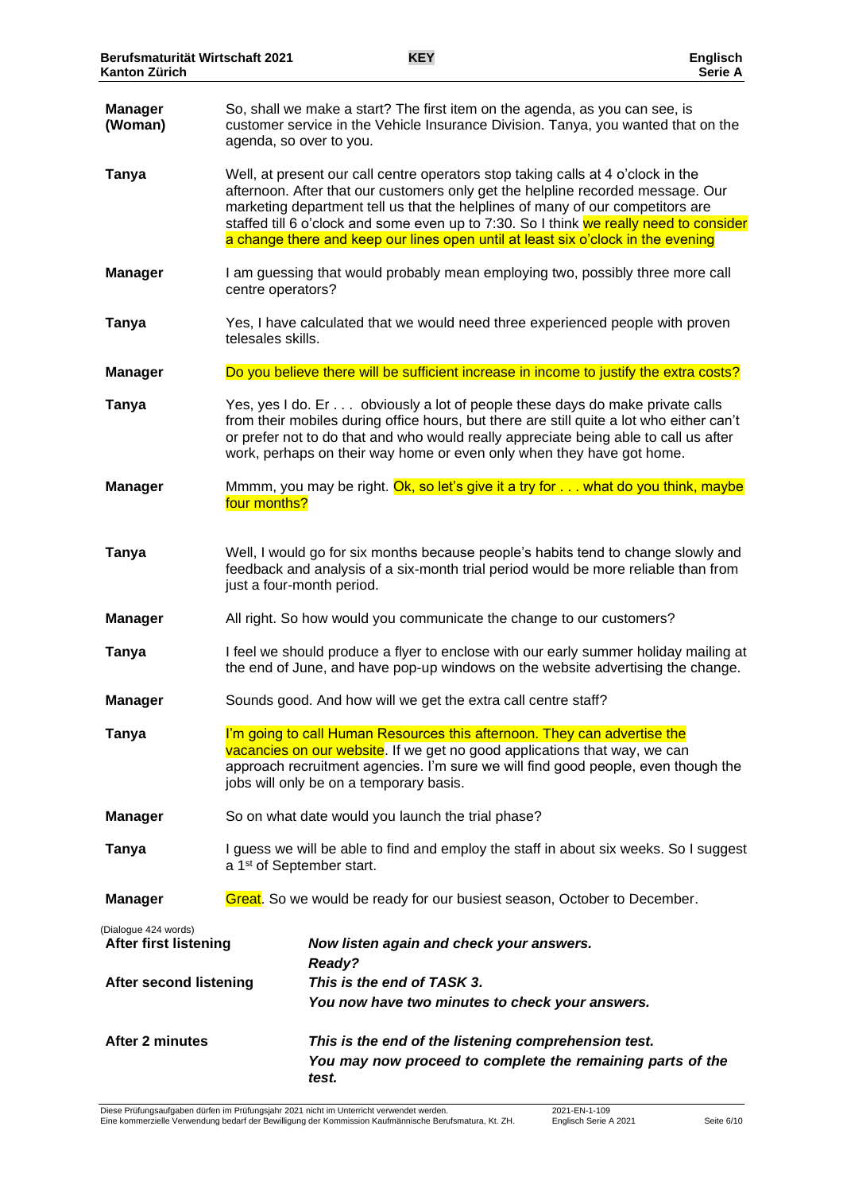**Manager (Woman)** So, shall we make a start? The first item on the agenda, as you can see, is customer service in the Vehicle Insurance Division. Tanya, you wanted that on the agenda, so over to you.

**Tanya** Well, at present our call centre operators stop taking calls at 4 o'clock in the afternoon. After that our customers only get the helpline recorded message. Our marketing department tell us that the helplines of many of our competitors are staffed till 6 o'clock and some even up to 7:30. So I think we really need to consider a change there and keep our lines open until at least six o'clock in the evening

**Manager** I am guessing that would probably mean employing two, possibly three more call centre operators?

**Tanya** Yes, I have calculated that we would need three experienced people with proven telesales skills.

**Manager** Do you believe there will be sufficient increase in income to justify the extra costs?

**Tanya** Yes, yes I do. Er . . . obviously a lot of people these days do make private calls from their mobiles during office hours, but there are still quite a lot who either can't or prefer not to do that and who would really appreciate being able to call us after work, perhaps on their way home or even only when they have got home.

**Manager** Mmmm, you may be right. Ok, so let's give it a try for . . . what do you think, maybe four months?

**Tanya** Well, I would go for six months because people's habits tend to change slowly and feedback and analysis of a six-month trial period would be more reliable than from just a four-month period.

**Manager** All right. So how would you communicate the change to our customers?

**Tanya** I feel we should produce a flyer to enclose with our early summer holiday mailing at the end of June, and have pop-up windows on the website advertising the change.

**Manager** Sounds good. And how will we get the extra call centre staff?

**Tanya** I'm going to call Human Resources this afternoon. They can advertise the vacancies on our website. If we get no good applications that way, we can approach recruitment agencies. I'm sure we will find good people, even though the jobs will only be on a temporary basis.

**Manager** So on what date would you launch the trial phase?

**Tanya** I guess we will be able to find and employ the staff in about six weeks. So I suggest a 1st of September start.

**Manager** Great. So we would be ready for our busiest season, October to December.

(Dialogue 424 words)

**After first listening** ***Now listen again and check your answers.***
***Ready?***

**After second listening** ***This is the end of TASK 3.***
***You now have two minutes to check your answers.***

**After 2 minutes** ***This is the end of the listening comprehension test.***
***You may now proceed to complete the remaining parts of the test.***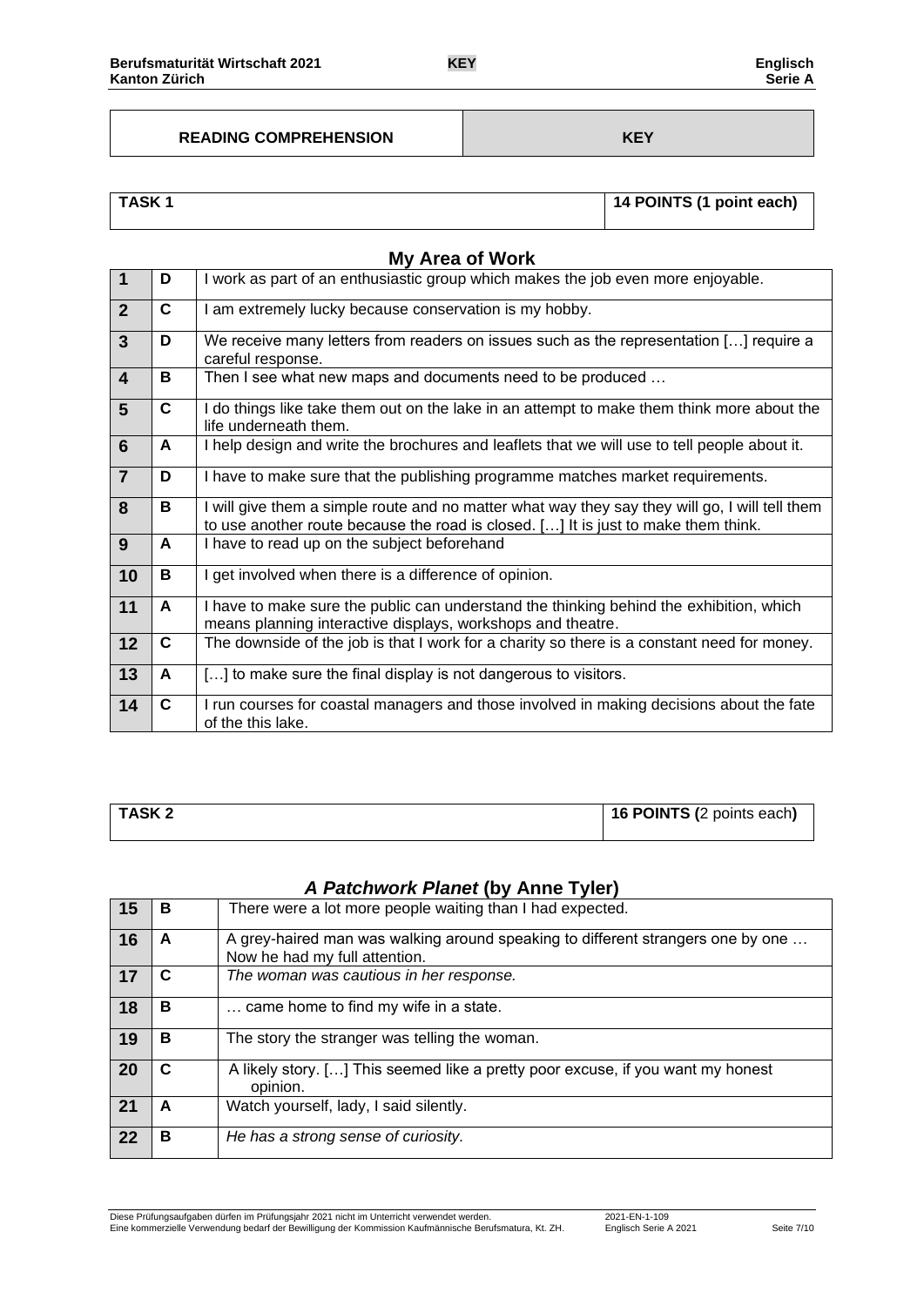| READING COMPREHENSION | KEY |
|---|---|

| TASK 1 | 14 POINTS (1 point each) |
|---|---|

## My Area of Work

| | | |
|---|---|---|
| **1** | **D** | I work as part of an enthusiastic group which makes the job even more enjoyable. |
| **2** | **C** | I am extremely lucky because conservation is my hobby. |
| **3** | **D** | We receive many letters from readers on issues such as the representation […] require a careful response. |
| **4** | **B** | Then I see what new maps and documents need to be produced … |
| **5** | **C** | I do things like take them out on the lake in an attempt to make them think more about the life underneath them. |
| **6** | **A** | I help design and write the brochures and leaflets that we will use to tell people about it. |
| **7** | **D** | I have to make sure that the publishing programme matches market requirements. |
| **8** | **B** | I will give them a simple route and no matter what way they say they will go, I will tell them to use another route because the road is closed. […] It is just to make them think. |
| **9** | **A** | I have to read up on the subject beforehand |
| **10** | **B** | I get involved when there is a difference of opinion. |
| **11** | **A** | I have to make sure the public can understand the thinking behind the exhibition, which means planning interactive displays, workshops and theatre. |
| **12** | **C** | The downside of the job is that I work for a charity so there is a constant need for money. |
| **13** | **A** | […] to make sure the final display is not dangerous to visitors. |
| **14** | **C** | I run courses for coastal managers and those involved in making decisions about the fate of the this lake. |

| TASK 2 | 16 POINTS (2 points each) |
|---|---|

## *A Patchwork Planet* (by Anne Tyler)

| | | |
|---|---|---|
| **15** | **B** | There were a lot more people waiting than I had expected. |
| **16** | **A** | A grey-haired man was walking around speaking to different strangers one by one … Now he had my full attention. |
| **17** | **C** | *The woman was cautious in her response.* |
| **18** | **B** | … came home to find my wife in a state. |
| **19** | **B** | The story the stranger was telling the woman. |
| **20** | **C** | A likely story. […] This seemed like a pretty poor excuse, if you want my honest opinion. |
| **21** | **A** | Watch yourself, lady, I said silently. |
| **22** | **B** | *He has a strong sense of curiosity.* |

Diese Prüfungsaufgaben dürfen im Prüfungsjahr 2021 nicht im Unterricht verwendet werden.
Eine kommerzielle Verwendung bedarf der Bewilligung der Kommission Kaufmännische Berufsmatura, Kt. ZH.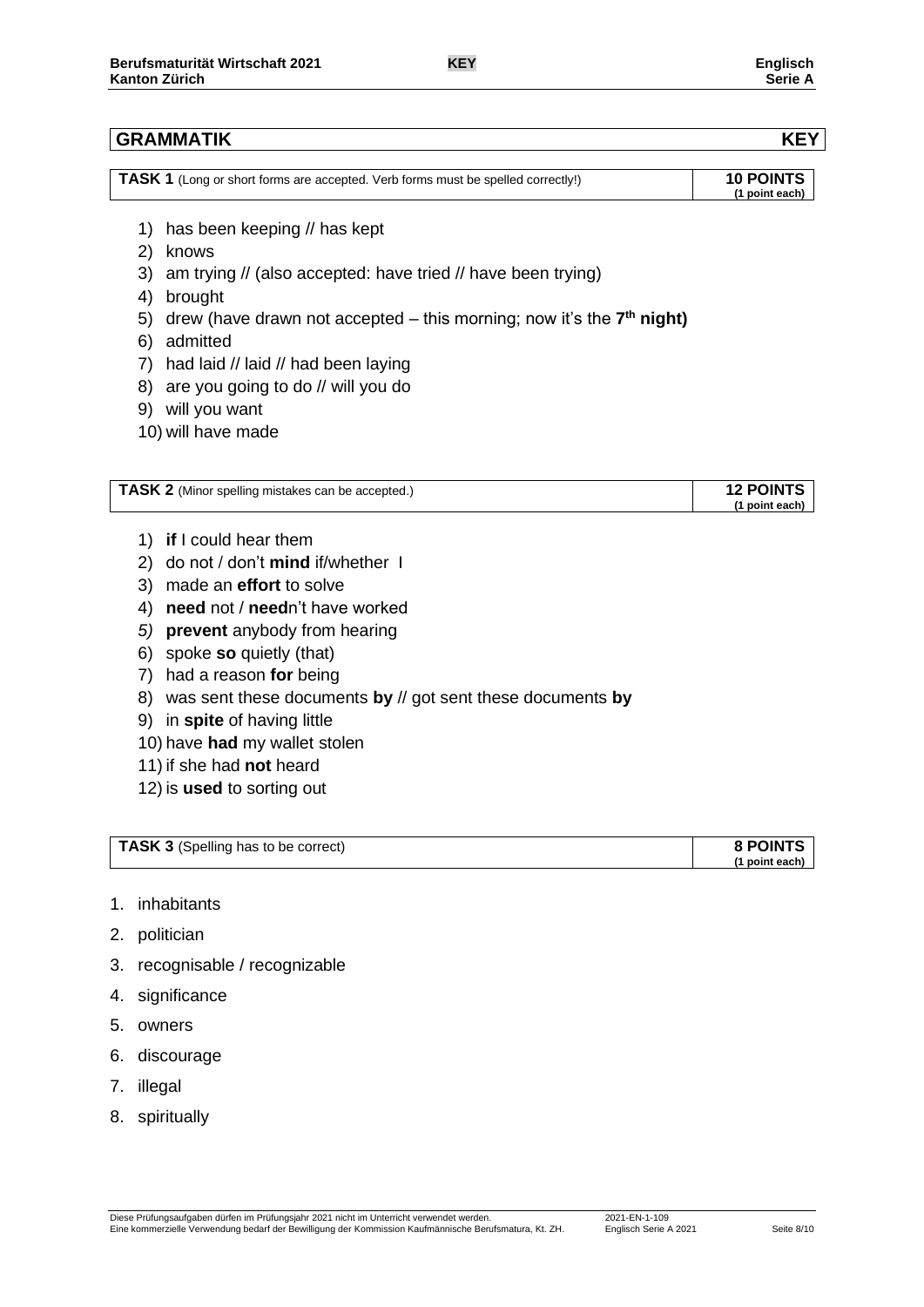## GRAMMATIK KEY

| TASK 1 (Long or short forms are accepted. Verb forms must be spelled correctly!) | 10 POINTS (1 point each) |
| --- | --- |

1) has been keeping // has kept
2) knows
3) am trying // (also accepted: have tried // have been trying)
4) brought
5) drew (have drawn not accepted – this morning; now it's the **7th night)**
6) admitted
7) had laid // laid // had been laying
8) are you going to do // will you do
9) will you want
10) will have made

| TASK 2 (Minor spelling mistakes can be accepted.) | 12 POINTS (1 point each) |
| --- | --- |

1) **if** I could hear them
2) do not / don't **mind** if/whether I
3) made an **effort** to solve
4) **need** not / **need**n't have worked
5) **prevent** anybody from hearing
6) spoke **so** quietly (that)
7) had a reason **for** being
8) was sent these documents **by** // got sent these documents **by**
9) in **spite** of having little
10) have **had** my wallet stolen
11) if she had **not** heard
12) is **used** to sorting out

| TASK 3 (Spelling has to be correct) | 8 POINTS (1 point each) |
| --- | --- |

1. inhabitants
2. politician
3. recognisable / recognizable
4. significance
5. owners
6. discourage
7. illegal
8. spiritually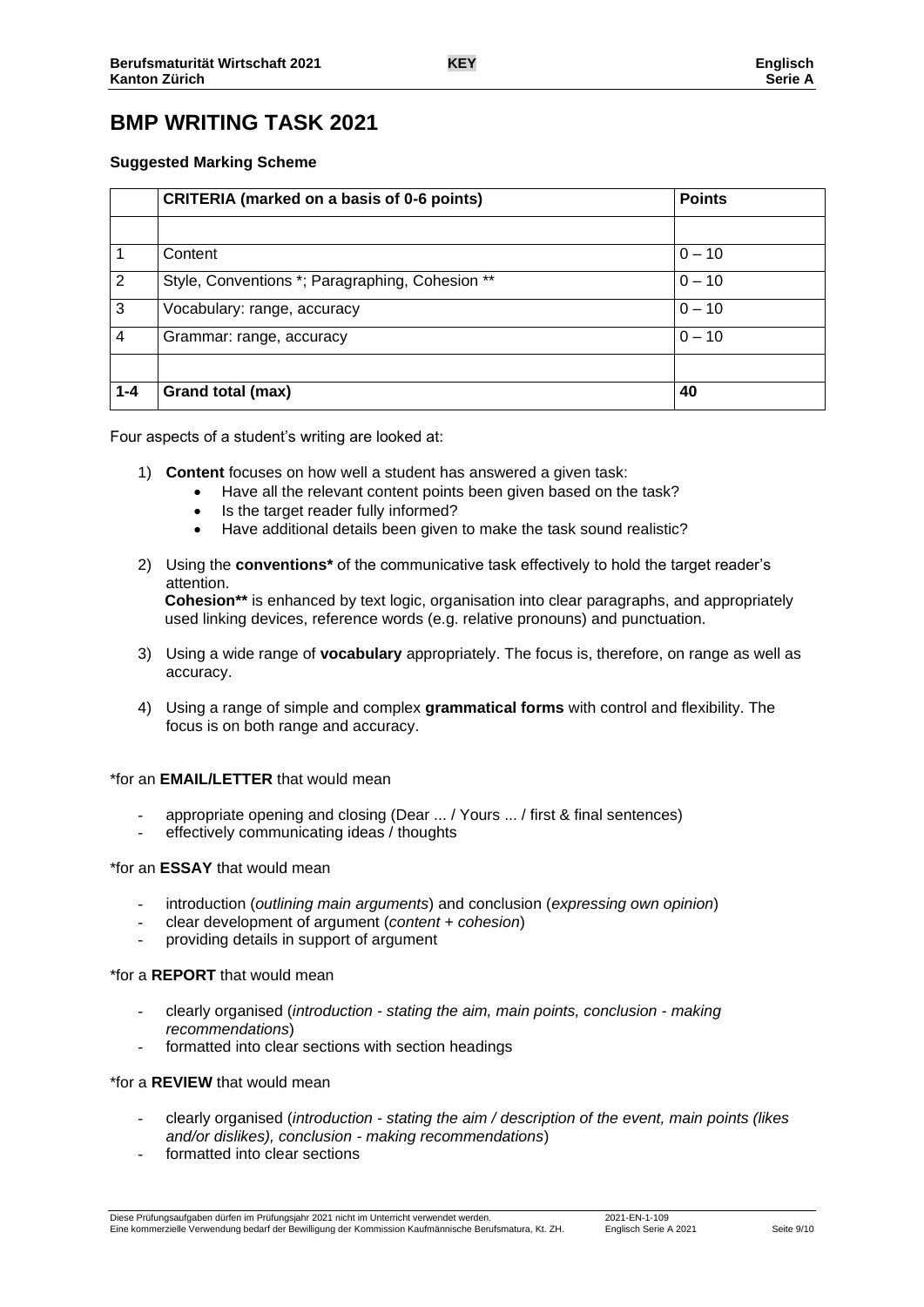# BMP WRITING TASK 2021

**Suggested Marking Scheme**

| | **CRITERIA (marked on a basis of 0-6 points)** | **Points** |
|---|---|---|
| | | |
| 1 | Content | 0 – 10 |
| 2 | Style, Conventions *; Paragraphing, Cohesion ** | 0 – 10 |
| 3 | Vocabulary: range, accuracy | 0 – 10 |
| 4 | Grammar: range, accuracy | 0 – 10 |
| | | |
| **1-4** | **Grand total (max)** | **40** |

Four aspects of a student's writing are looked at:

1) **Content** focuses on how well a student has answered a given task:
   - Have all the relevant content points been given based on the task?
   - Is the target reader fully informed?
   - Have additional details been given to make the task sound realistic?

2) Using the **conventions*** of the communicative task effectively to hold the target reader's attention.
   **Cohesion**** is enhanced by text logic, organisation into clear paragraphs, and appropriately used linking devices, reference words (e.g. relative pronouns) and punctuation.

3) Using a wide range of **vocabulary** appropriately. The focus is, therefore, on range as well as accuracy.

4) Using a range of simple and complex **grammatical forms** with control and flexibility. The focus is on both range and accuracy.

*for an **EMAIL/LETTER** that would mean

- appropriate opening and closing (Dear ... / Yours ... / first & final sentences)
- effectively communicating ideas / thoughts

*for an **ESSAY** that would mean

- introduction (*outlining main arguments*) and conclusion (*expressing own opinion*)
- clear development of argument (*content + cohesion*)
- providing details in support of argument

*for a **REPORT** that would mean

- clearly organised (*introduction - stating the aim, main points, conclusion - making recommendations*)
- formatted into clear sections with section headings

*for a **REVIEW** that would mean

- clearly organised (*introduction - stating the aim / description of the event, main points (likes and/or dislikes), conclusion - making recommendations*)
- formatted into clear sections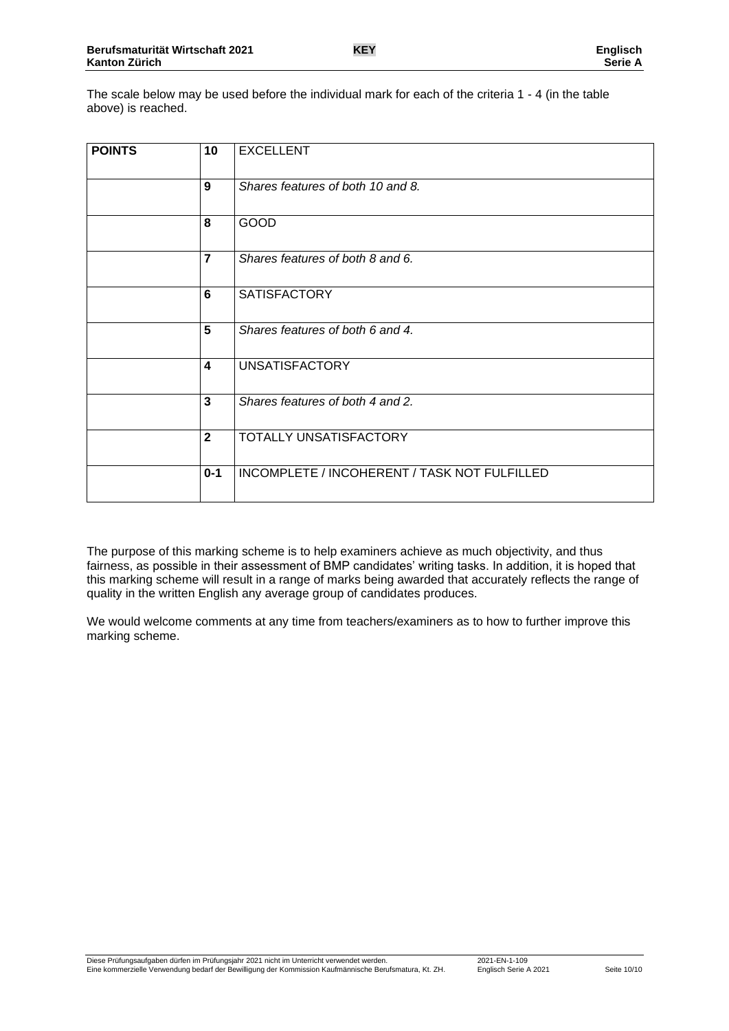The scale below may be used before the individual mark for each of the criteria 1 - 4 (in the table above) is reached.

| POINTS | 10 | EXCELLENT |
| --- | --- | --- |
| | 9 | *Shares features of both 10 and 8.* |
| | 8 | GOOD |
| | 7 | *Shares features of both 8 and 6.* |
| | 6 | SATISFACTORY |
| | 5 | *Shares features of both 6 and 4.* |
| | 4 | UNSATISFACTORY |
| | 3 | *Shares features of both 4 and 2.* |
| | 2 | TOTALLY UNSATISFACTORY |
| | 0-1 | INCOMPLETE / INCOHERENT / TASK NOT FULFILLED |

The purpose of this marking scheme is to help examiners achieve as much objectivity, and thus fairness, as possible in their assessment of BMP candidates' writing tasks. In addition, it is hoped that this marking scheme will result in a range of marks being awarded that accurately reflects the range of quality in the written English any average group of candidates produces.

We would welcome comments at any time from teachers/examiners as to how to further improve this marking scheme.